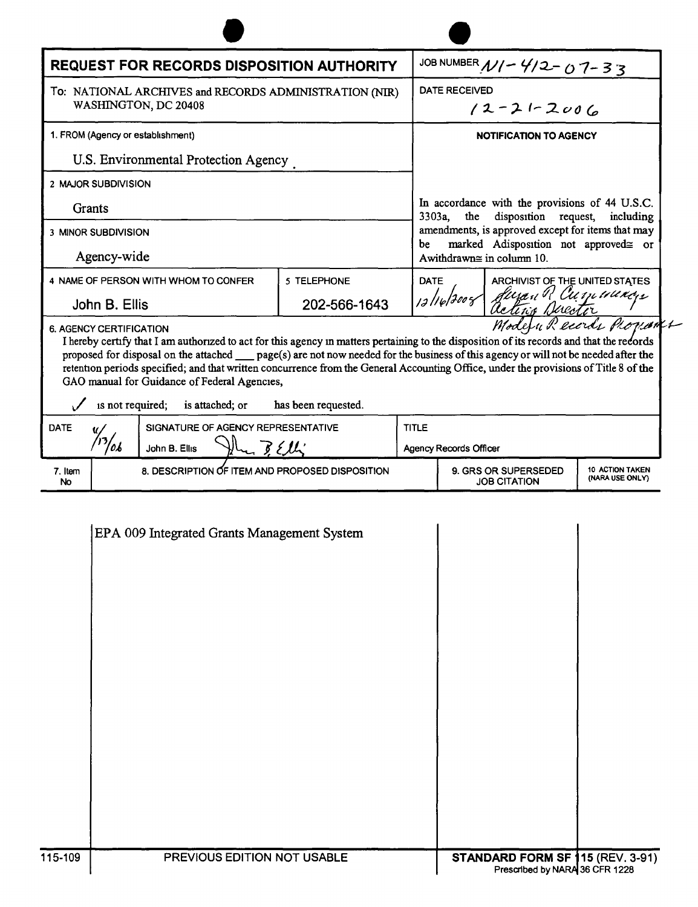# REQUEST FOR RECORDS DISPOSITION AUTHORITY

JOB NUMBER N1-412-07-33

To: NATIONAL ARCHIVES and RECORDS ADMINISTRATION (NIR) WASHINGTON, DC 20408

DATE RECEIVED 12-21-2006

1. FROM (Agency or establishment)
U.S. Environmental Protection Agency

2 MAJOR SUBDIVISION
Grants

3 MINOR SUBDIVISION
Agency-wide

4 NAME OF PERSON WITH WHOM TO CONFER
John B. Ellis

5 TELEPHONE
202-566-1643

**NOTIFICATION TO AGENCY**

In accordance with the provisions of 44 U.S.C. 3303a, the disposition request, including amendments, is approved except for items that may be marked Adisposition not approved≅ or Awithdrawn≅ in column 10.

DATE 12/16/2008

ARCHIVIST OF THE UNITED STATES
Susan R. Cummings
Acting Director
Modern Records Program

6. AGENCY CERTIFICATION
I hereby certify that I am authorized to act for this agency in matters pertaining to the disposition of its records and that the records proposed for disposal on the attached ___ page(s) are not now needed for the business of this agency or will not be needed after the retention periods specified; and that written concurrence from the General Accounting Office, under the provisions of Title 8 of the GAO manual for Guidance of Federal Agencies,

✓ is not required; is attached; or has been requested.

| DATE | SIGNATURE OF AGENCY REPRESENTATIVE | TITLE |
|---|---|---|
| 6/13/06 | John B. Ellis | Agency Records Officer |

| 7. Item No | 8. DESCRIPTION OF ITEM AND PROPOSED DISPOSITION | 9. GRS OR SUPERSEDED JOB CITATION | 10 ACTION TAKEN (NARA USE ONLY) |
|---|---|---|---|
| | EPA 009 Integrated Grants Management System | | |

115-109 PREVIOUS EDITION NOT USABLE

STANDARD FORM SF 115 (REV. 3-91)
Prescribed by NARA 36 CFR 1228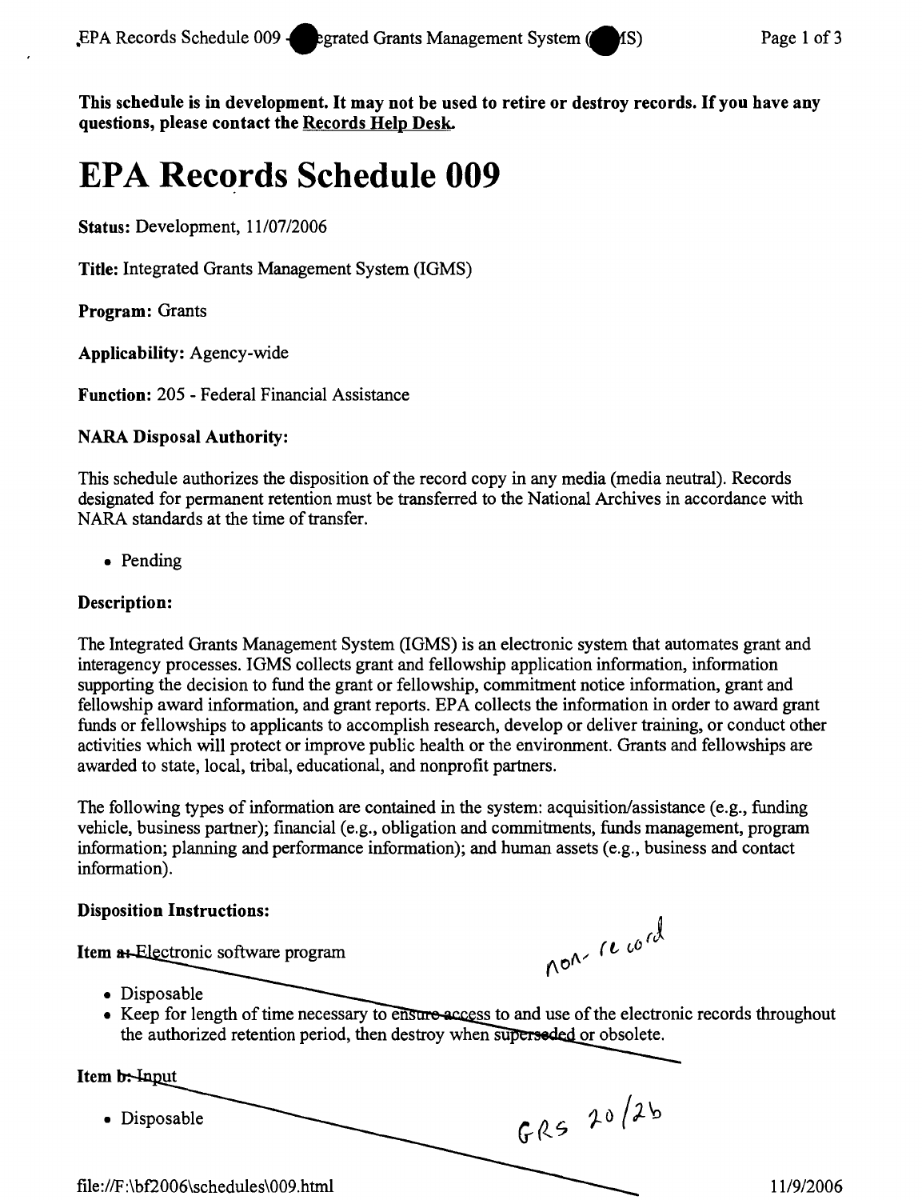This schedule is in development. It may not be used to retire or destroy records. If you have any questions, please contact the Records Help Desk.

# EPA Records Schedule 009

**Status:** Development, 11/07/2006

**Title:** Integrated Grants Management System (IGMS)

**Program:** Grants

**Applicability:** Agency-wide

**Function:** 205 - Federal Financial Assistance

### NARA Disposal Authority:

This schedule authorizes the disposition of the record copy in any media (media neutral). Records designated for permanent retention must be transferred to the National Archives in accordance with NARA standards at the time of transfer.

- Pending

### Description:

The Integrated Grants Management System (IGMS) is an electronic system that automates grant and interagency processes. IGMS collects grant and fellowship application information, information supporting the decision to fund the grant or fellowship, commitment notice information, grant and fellowship award information, and grant reports. EPA collects the information in order to award grant funds or fellowships to applicants to accomplish research, develop or deliver training, or conduct other activities which will protect or improve public health or the environment. Grants and fellowships are awarded to state, local, tribal, educational, and nonprofit partners.

The following types of information are contained in the system: acquisition/assistance (e.g., funding vehicle, business partner); financial (e.g., obligation and commitments, funds management, program information; planning and performance information); and human assets (e.g., business and contact information).

### Disposition Instructions:

**Item ~~a:~~** ~~Electronic software program~~ non-record

- ~~Disposable~~
- ~~Keep for length of time necessary to ensure access to and use of the electronic records throughout the authorized retention period, then destroy when superseded or obsolete.~~

**Item ~~b:~~** ~~Input~~

- ~~Disposable~~

GRS 20/2b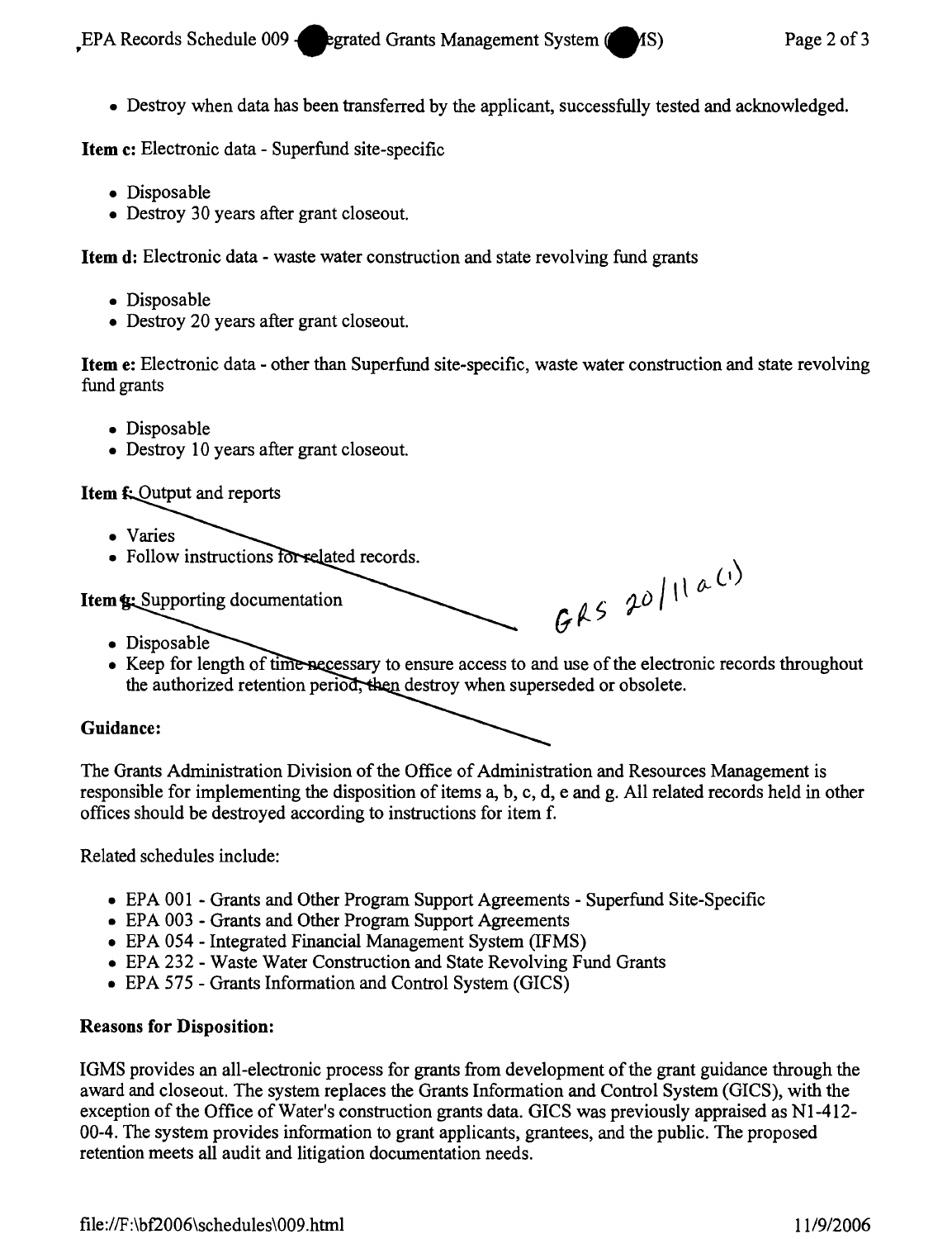- Destroy when data has been transferred by the applicant, successfully tested and acknowledged.

**Item c:** Electronic data - Superfund site-specific

- Disposable
- Destroy 30 years after grant closeout.

**Item d:** Electronic data - waste water construction and state revolving fund grants

- Disposable
- Destroy 20 years after grant closeout.

**Item e:** Electronic data - other than Superfund site-specific, waste water construction and state revolving fund grants

- Disposable
- Destroy 10 years after grant closeout.

**Item f:** Output and reports

- Varies
- Follow instructions for related records.

**Item g:** Supporting documentation

- Disposable
- Keep for length of time necessary to ensure access to and use of the electronic records throughout the authorized retention period, then destroy when superseded or obsolete.

GRS 20/11a(1)

**Guidance:**

The Grants Administration Division of the Office of Administration and Resources Management is responsible for implementing the disposition of items a, b, c, d, e and g. All related records held in other offices should be destroyed according to instructions for item f.

Related schedules include:

- EPA 001 - Grants and Other Program Support Agreements - Superfund Site-Specific
- EPA 003 - Grants and Other Program Support Agreements
- EPA 054 - Integrated Financial Management System (IFMS)
- EPA 232 - Waste Water Construction and State Revolving Fund Grants
- EPA 575 - Grants Information and Control System (GICS)

**Reasons for Disposition:**

IGMS provides an all-electronic process for grants from development of the grant guidance through the award and closeout. The system replaces the Grants Information and Control System (GICS), with the exception of the Office of Water's construction grants data. GICS was previously appraised as N1-412-00-4. The system provides information to grant applicants, grantees, and the public. The proposed retention meets all audit and litigation documentation needs.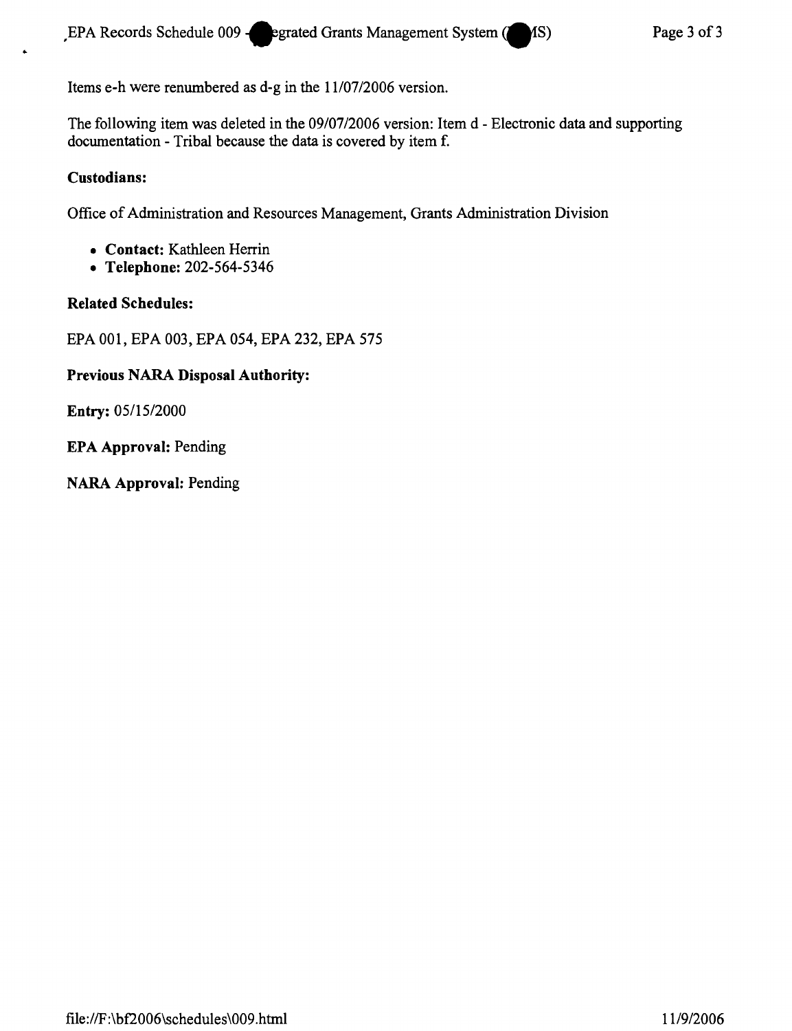Items e-h were renumbered as d-g in the 11/07/2006 version.

The following item was deleted in the 09/07/2006 version: Item d - Electronic data and supporting documentation - Tribal because the data is covered by item f.

**Custodians:**

Office of Administration and Resources Management, Grants Administration Division

- **Contact:** Kathleen Herrin
- **Telephone:** 202-564-5346

**Related Schedules:**

EPA 001, EPA 003, EPA 054, EPA 232, EPA 575

**Previous NARA Disposal Authority:**

**Entry:** 05/15/2000

**EPA Approval:** Pending

**NARA Approval:** Pending